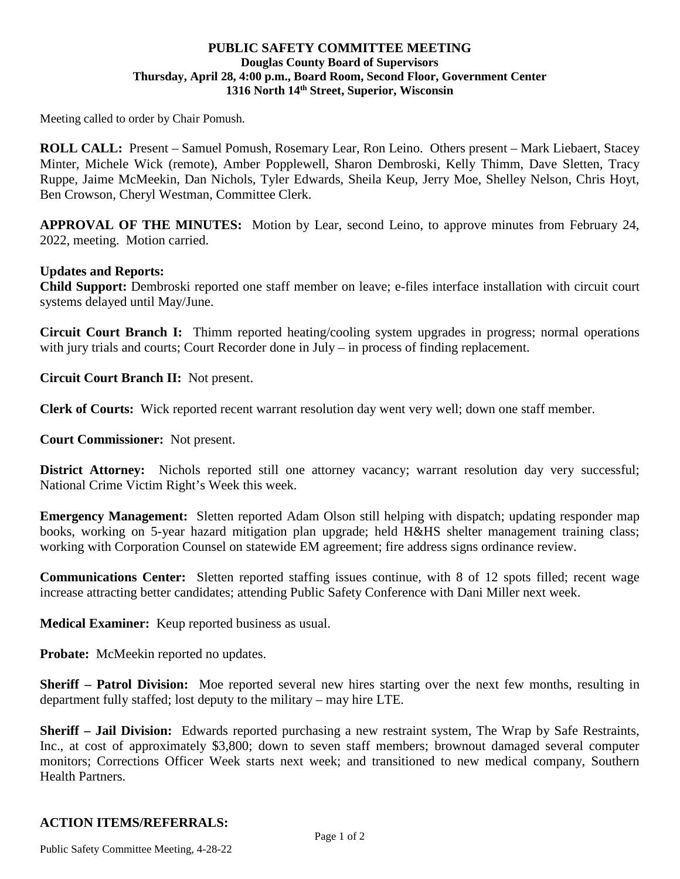# PUBLIC SAFETY COMMITTEE MEETING

**Douglas County Board of Supervisors**
**Thursday, April 28, 4:00 p.m., Board Room, Second Floor, Government Center**
**1316 North 14th Street, Superior, Wisconsin**

Meeting called to order by Chair Pomush.

**ROLL CALL:** Present – Samuel Pomush, Rosemary Lear, Ron Leino. Others present – Mark Liebaert, Stacey Minter, Michele Wick (remote), Amber Popplewell, Sharon Dembroski, Kelly Thimm, Dave Sletten, Tracy Ruppe, Jaime McMeekin, Dan Nichols, Tyler Edwards, Sheila Keup, Jerry Moe, Shelley Nelson, Chris Hoyt, Ben Crowson, Cheryl Westman, Committee Clerk.

**APPROVAL OF THE MINUTES:** Motion by Lear, second Leino, to approve minutes from February 24, 2022, meeting. Motion carried.

**Updates and Reports:**

**Child Support:** Dembroski reported one staff member on leave; e-files interface installation with circuit court systems delayed until May/June.

**Circuit Court Branch I:** Thimm reported heating/cooling system upgrades in progress; normal operations with jury trials and courts; Court Recorder done in July – in process of finding replacement.

**Circuit Court Branch II:** Not present.

**Clerk of Courts:** Wick reported recent warrant resolution day went very well; down one staff member.

**Court Commissioner:** Not present.

**District Attorney:** Nichols reported still one attorney vacancy; warrant resolution day very successful; National Crime Victim Right's Week this week.

**Emergency Management:** Sletten reported Adam Olson still helping with dispatch; updating responder map books, working on 5-year hazard mitigation plan upgrade; held H&HS shelter management training class; working with Corporation Counsel on statewide EM agreement; fire address signs ordinance review.

**Communications Center:** Sletten reported staffing issues continue, with 8 of 12 spots filled; recent wage increase attracting better candidates; attending Public Safety Conference with Dani Miller next week.

**Medical Examiner:** Keup reported business as usual.

**Probate:** McMeekin reported no updates.

**Sheriff – Patrol Division:** Moe reported several new hires starting over the next few months, resulting in department fully staffed; lost deputy to the military – may hire LTE.

**Sheriff – Jail Division:** Edwards reported purchasing a new restraint system, The Wrap by Safe Restraints, Inc., at cost of approximately $3,800; down to seven staff members; brownout damaged several computer monitors; Corrections Officer Week starts next week; and transitioned to new medical company, Southern Health Partners.

## ACTION ITEMS/REFERRALS: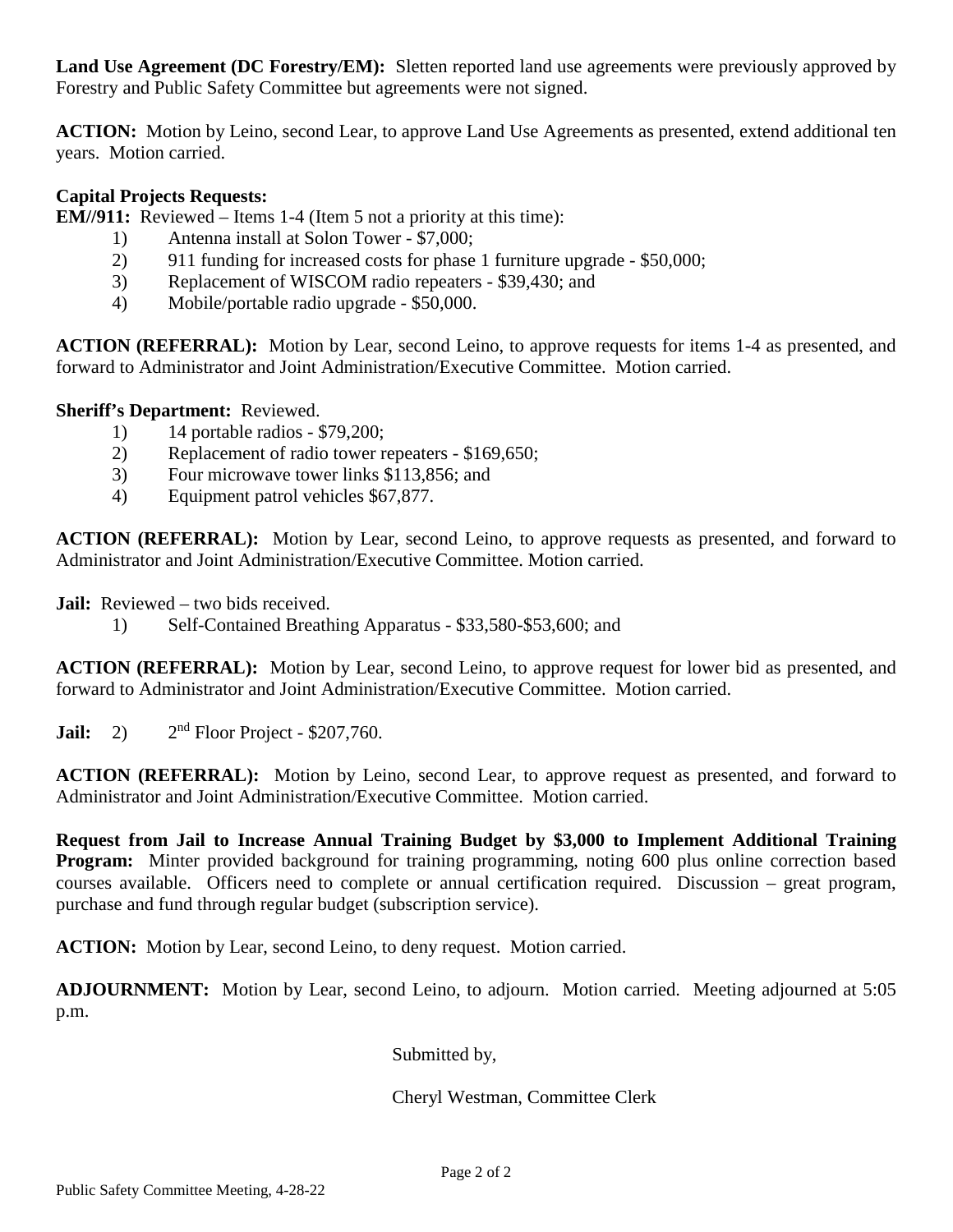**Land Use Agreement (DC Forestry/EM):** Sletten reported land use agreements were previously approved by Forestry and Public Safety Committee but agreements were not signed.

**ACTION:** Motion by Leino, second Lear, to approve Land Use Agreements as presented, extend additional ten years. Motion carried.

**Capital Projects Requests:**
**EM//911:** Reviewed – Items 1-4 (Item 5 not a priority at this time):

1) Antenna install at Solon Tower - $7,000;
2) 911 funding for increased costs for phase 1 furniture upgrade - $50,000;
3) Replacement of WISCOM radio repeaters - $39,430; and
4) Mobile/portable radio upgrade - $50,000.

**ACTION (REFERRAL):** Motion by Lear, second Leino, to approve requests for items 1-4 as presented, and forward to Administrator and Joint Administration/Executive Committee. Motion carried.

**Sheriff's Department:** Reviewed.

1) 14 portable radios - $79,200;
2) Replacement of radio tower repeaters - $169,650;
3) Four microwave tower links $113,856; and
4) Equipment patrol vehicles $67,877.

**ACTION (REFERRAL):** Motion by Lear, second Leino, to approve requests as presented, and forward to Administrator and Joint Administration/Executive Committee. Motion carried.

**Jail:** Reviewed – two bids received.

1) Self-Contained Breathing Apparatus - $33,580-$53,600; and

**ACTION (REFERRAL):** Motion by Lear, second Leino, to approve request for lower bid as presented, and forward to Administrator and Joint Administration/Executive Committee. Motion carried.

**Jail:** 2) 2nd Floor Project - $207,760.

**ACTION (REFERRAL):** Motion by Leino, second Lear, to approve request as presented, and forward to Administrator and Joint Administration/Executive Committee. Motion carried.

**Request from Jail to Increase Annual Training Budget by $3,000 to Implement Additional Training Program:** Minter provided background for training programming, noting 600 plus online correction based courses available. Officers need to complete or annual certification required. Discussion – great program, purchase and fund through regular budget (subscription service).

**ACTION:** Motion by Lear, second Leino, to deny request. Motion carried.

**ADJOURNMENT:** Motion by Lear, second Leino, to adjourn. Motion carried. Meeting adjourned at 5:05 p.m.

Submitted by,

Cheryl Westman, Committee Clerk